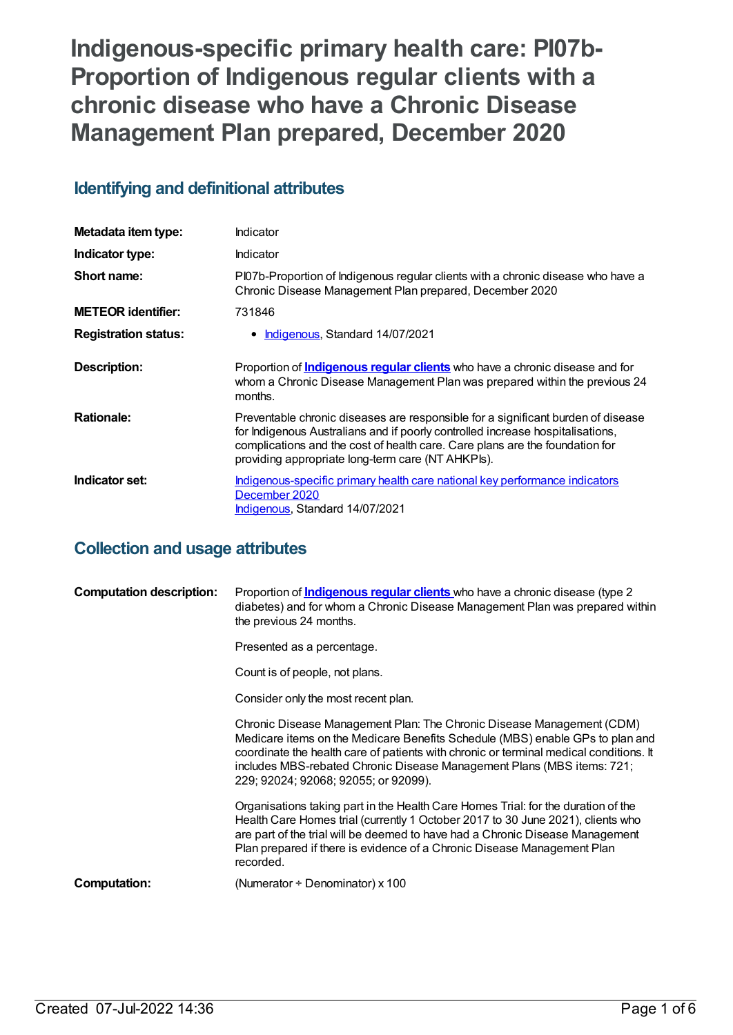# Indigenous-specific primary health care: PI07b-Proportion of Indigenous regular clients with a chronic disease who have a Chronic Disease Management Plan prepared, December 2020

## Identifying and definitional attributes

| | |
|---|---|
| **Metadata item type:** | Indicator |
| **Indicator type:** | Indicator |
| **Short name:** | PI07b-Proportion of Indigenous regular clients with a chronic disease who have a Chronic Disease Management Plan prepared, December 2020 |
| **METEOR identifier:** | 731846 |
| **Registration status:** | • Indigenous, Standard 14/07/2021 |
| **Description:** | Proportion of **Indigenous regular clients** who have a chronic disease and for whom a Chronic Disease Management Plan was prepared within the previous 24 months. |
| **Rationale:** | Preventable chronic diseases are responsible for a significant burden of disease for Indigenous Australians and if poorly controlled increase hospitalisations, complications and the cost of health care. Care plans are the foundation for providing appropriate long-term care (NT AHKPIs). |
| **Indicator set:** | Indigenous-specific primary health care national key performance indicators December 2020<br>Indigenous, Standard 14/07/2021 |

## Collection and usage attributes

| | |
|---|---|
| **Computation description:** | Proportion of **Indigenous regular clients** who have a chronic disease (type 2 diabetes) and for whom a Chronic Disease Management Plan was prepared within the previous 24 months.<br><br>Presented as a percentage.<br><br>Count is of people, not plans.<br><br>Consider only the most recent plan.<br><br>Chronic Disease Management Plan: The Chronic Disease Management (CDM) Medicare items on the Medicare Benefits Schedule (MBS) enable GPs to plan and coordinate the health care of patients with chronic or terminal medical conditions. It includes MBS-rebated Chronic Disease Management Plans (MBS items: 721; 229; 92024; 92068; 92055; or 92099).<br><br>Organisations taking part in the Health Care Homes Trial: for the duration of the Health Care Homes trial (currently 1 October 2017 to 30 June 2021), clients who are part of the trial will be deemed to have had a Chronic Disease Management Plan prepared if there is evidence of a Chronic Disease Management Plan recorded. |
| **Computation:** | (Numerator ÷ Denominator) x 100 |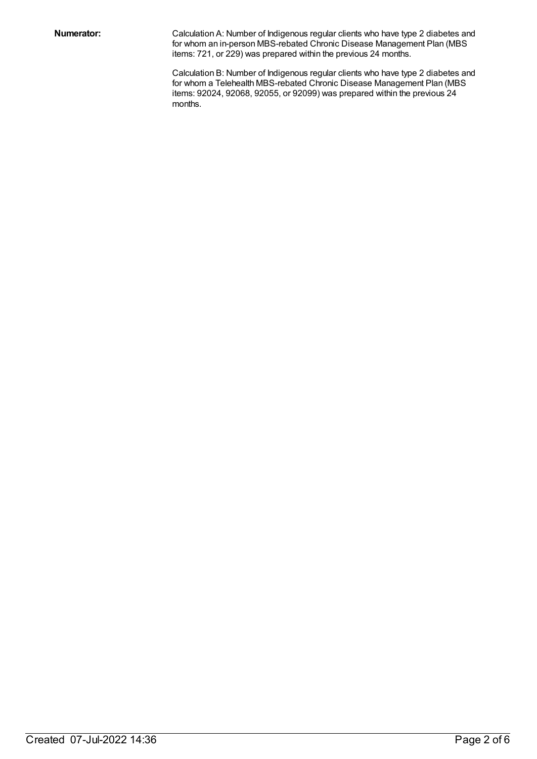**Numerator:**

Calculation A: Number of Indigenous regular clients who have type 2 diabetes and for whom an in-person MBS-rebated Chronic Disease Management Plan (MBS items: 721, or 229) was prepared within the previous 24 months.

Calculation B: Number of Indigenous regular clients who have type 2 diabetes and for whom a Telehealth MBS-rebated Chronic Disease Management Plan (MBS items: 92024, 92068, 92055, or 92099) was prepared within the previous 24 months.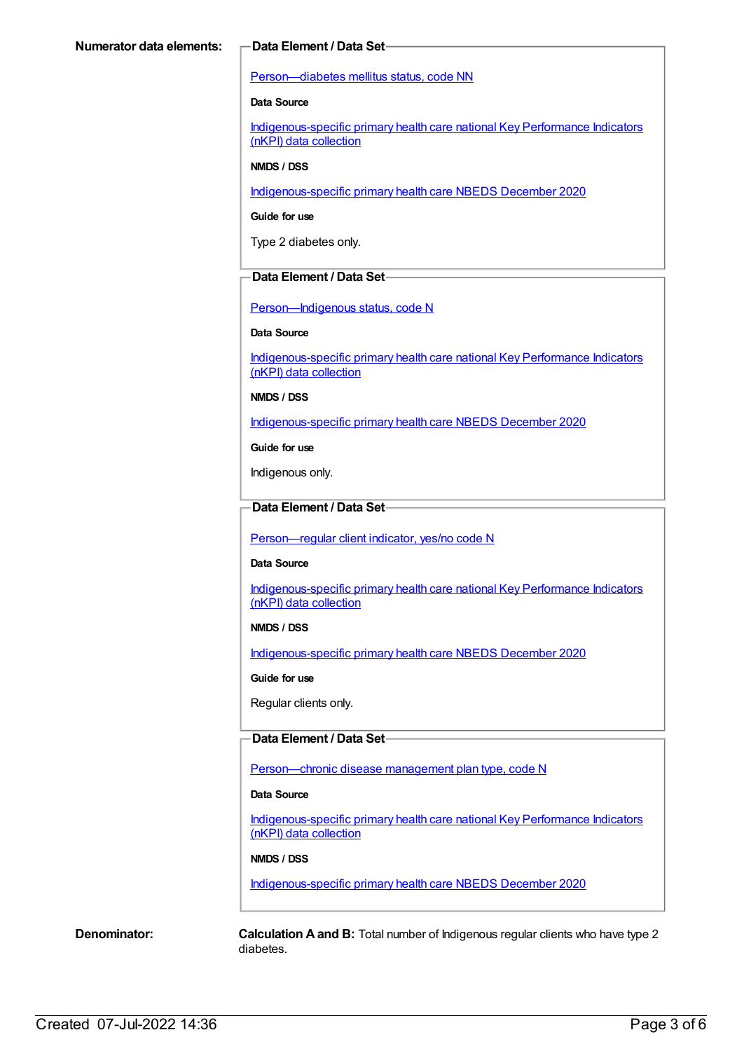**Numerator data elements:**

**Data Element / Data Set**

Person—diabetes mellitus status, code NN

**Data Source**

Indigenous-specific primary health care national Key Performance Indicators (nKPI) data collection

**NMDS / DSS**

Indigenous-specific primary health care NBEDS December 2020

**Guide for use**

Type 2 diabetes only.

**Data Element / Data Set**

Person—Indigenous status, code N

**Data Source**

Indigenous-specific primary health care national Key Performance Indicators (nKPI) data collection

**NMDS / DSS**

Indigenous-specific primary health care NBEDS December 2020

**Guide for use**

Indigenous only.

**Data Element / Data Set**

Person—regular client indicator, yes/no code N

**Data Source**

Indigenous-specific primary health care national Key Performance Indicators (nKPI) data collection

**NMDS / DSS**

Indigenous-specific primary health care NBEDS December 2020

**Guide for use**

Regular clients only.

**Data Element / Data Set**

Person—chronic disease management plan type, code N

**Data Source**

Indigenous-specific primary health care national Key Performance Indicators (nKPI) data collection

**NMDS / DSS**

Indigenous-specific primary health care NBEDS December 2020

**Denominator:**

**Calculation A and B:** Total number of Indigenous regular clients who have type 2 diabetes.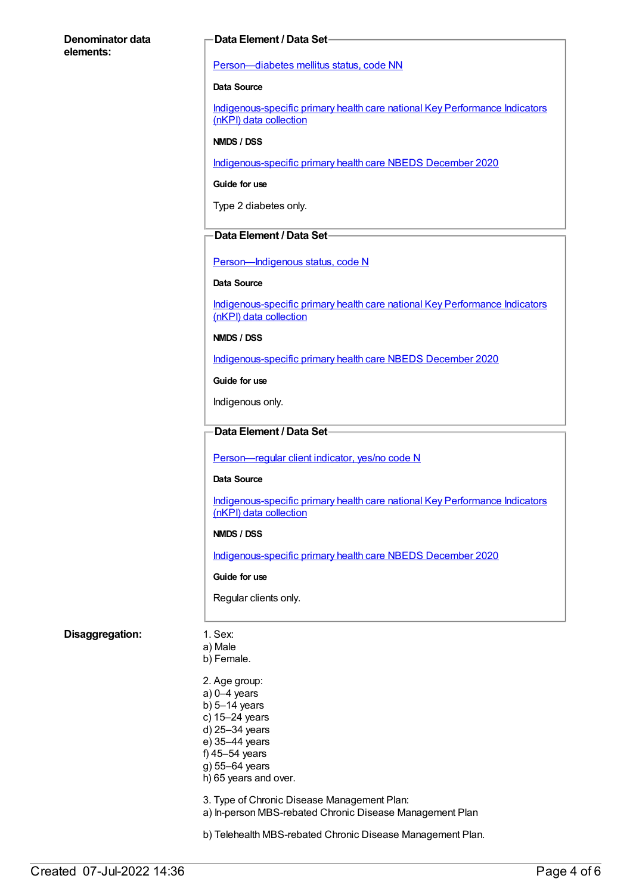**Denominator data elements:**

**Data Element / Data Set**

[Person—diabetes mellitus status, code NN]

**Data Source**

[Indigenous-specific primary health care national Key Performance Indicators (nKPI) data collection]

**NMDS / DSS**

[Indigenous-specific primary health care NBEDS December 2020]

**Guide for use**

Type 2 diabetes only.

**Data Element / Data Set**

[Person—Indigenous status, code N]

**Data Source**

[Indigenous-specific primary health care national Key Performance Indicators (nKPI) data collection]

**NMDS / DSS**

[Indigenous-specific primary health care NBEDS December 2020]

**Guide for use**

Indigenous only.

**Data Element / Data Set**

[Person—regular client indicator, yes/no code N]

**Data Source**

[Indigenous-specific primary health care national Key Performance Indicators (nKPI) data collection]

**NMDS / DSS**

[Indigenous-specific primary health care NBEDS December 2020]

**Guide for use**

Regular clients only.

**Disaggregation:**

1. Sex:
a) Male
b) Female.

2. Age group:
a) 0–4 years
b) 5–14 years
c) 15–24 years
d) 25–34 years
e) 35–44 years
f) 45–54 years
g) 55–64 years
h) 65 years and over.

3. Type of Chronic Disease Management Plan:
a) In-person MBS-rebated Chronic Disease Management Plan

b) Telehealth MBS-rebated Chronic Disease Management Plan.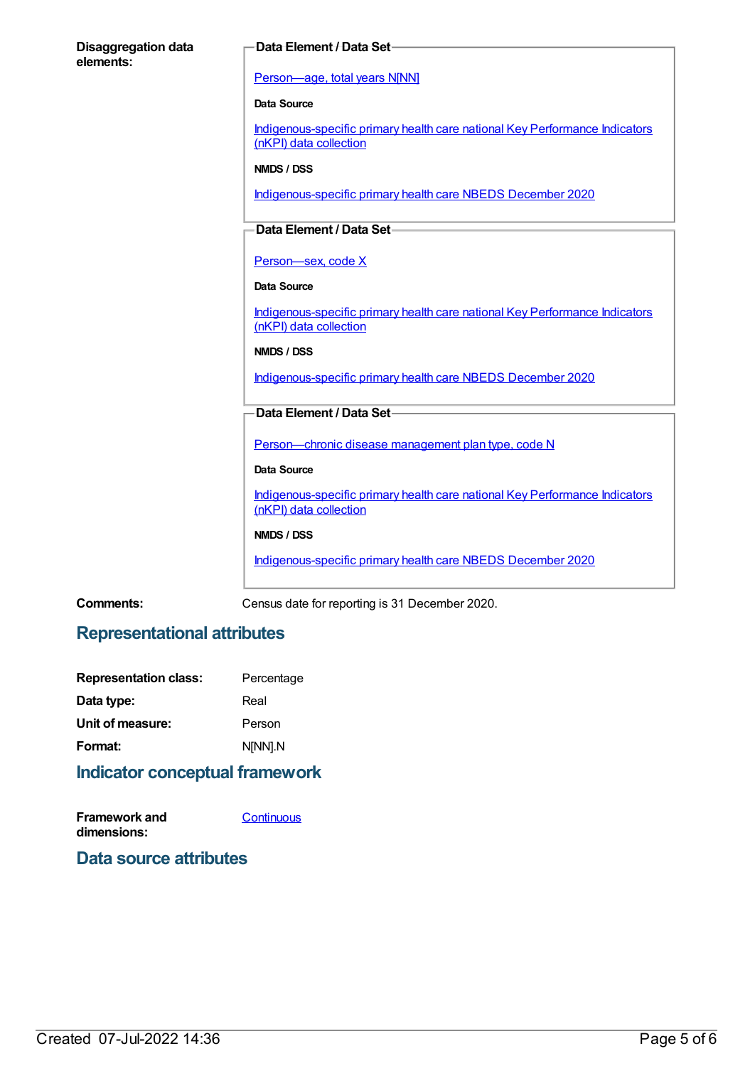**Disaggregation data elements:**

**Data Element / Data Set**

Person—age, total years N[NN]

**Data Source**

Indigenous-specific primary health care national Key Performance Indicators (nKPI) data collection

**NMDS / DSS**

Indigenous-specific primary health care NBEDS December 2020

**Data Element / Data Set**

Person—sex, code X

**Data Source**

Indigenous-specific primary health care national Key Performance Indicators (nKPI) data collection

**NMDS / DSS**

Indigenous-specific primary health care NBEDS December 2020

**Data Element / Data Set**

Person—chronic disease management plan type, code N

**Data Source**

Indigenous-specific primary health care national Key Performance Indicators (nKPI) data collection

**NMDS / DSS**

Indigenous-specific primary health care NBEDS December 2020

**Comments:** Census date for reporting is 31 December 2020.

## Representational attributes

**Representation class:** Percentage

**Data type:** Real

**Unit of measure:** Person

**Format:** N[NN].N

## Indicator conceptual framework

**Framework and dimensions:** Continuous

## Data source attributes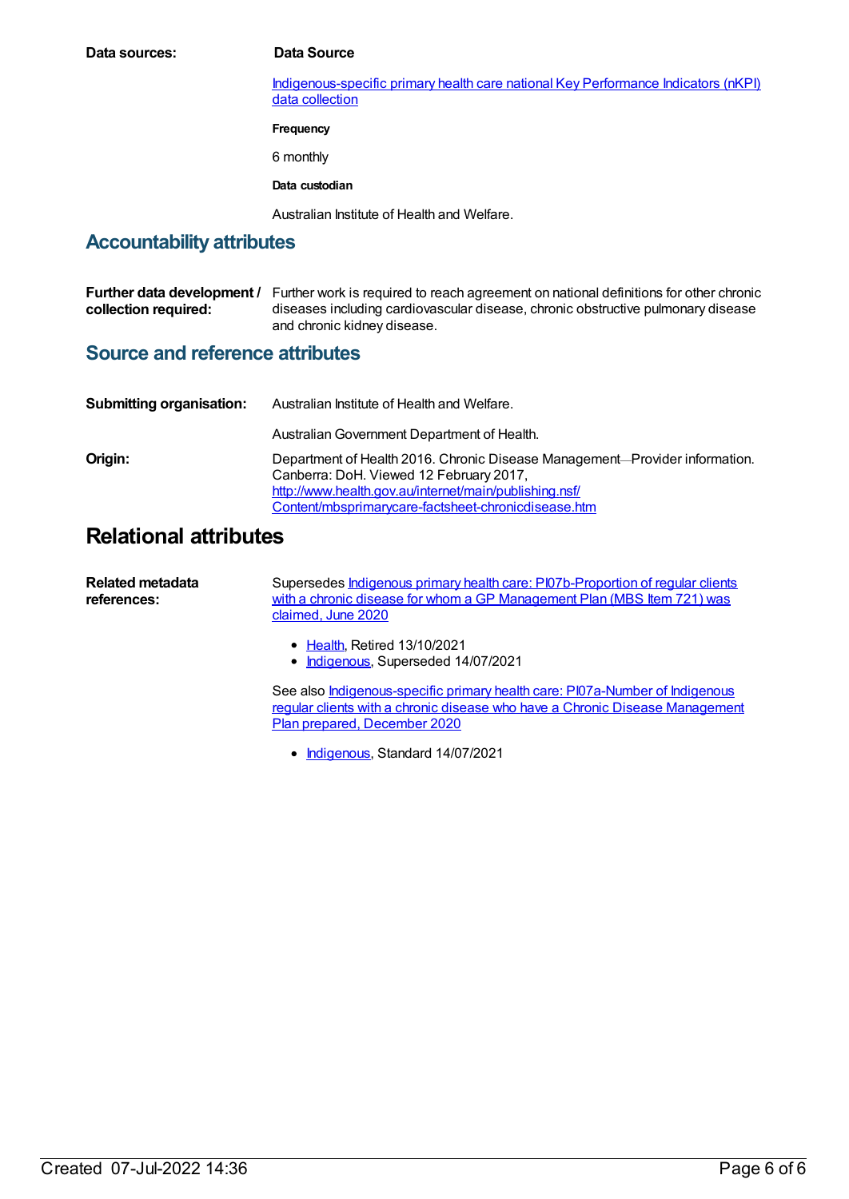**Data sources:**

**Data Source**

Indigenous-specific primary health care national Key Performance Indicators (nKPI) data collection

**Frequency**

6 monthly

**Data custodian**

Australian Institute of Health and Welfare.

## Accountability attributes

**Further data development / collection required:** Further work is required to reach agreement on national definitions for other chronic diseases including cardiovascular disease, chronic obstructive pulmonary disease and chronic kidney disease.

## Source and reference attributes

**Submitting organisation:** Australian Institute of Health and Welfare.

Australian Government Department of Health.

**Origin:** Department of Health 2016. Chronic Disease Management—Provider information. Canberra: DoH. Viewed 12 February 2017, http://www.health.gov.au/internet/main/publishing.nsf/Content/mbsprimarycare-factsheet-chronicdisease.htm

# Relational attributes

**Related metadata references:**

Supersedes Indigenous primary health care: PI07b-Proportion of regular clients with a chronic disease for whom a GP Management Plan (MBS Item 721) was claimed, June 2020

- Health, Retired 13/10/2021
- Indigenous, Superseded 14/07/2021

See also Indigenous-specific primary health care: PI07a-Number of Indigenous regular clients with a chronic disease who have a Chronic Disease Management Plan prepared, December 2020

- Indigenous, Standard 14/07/2021